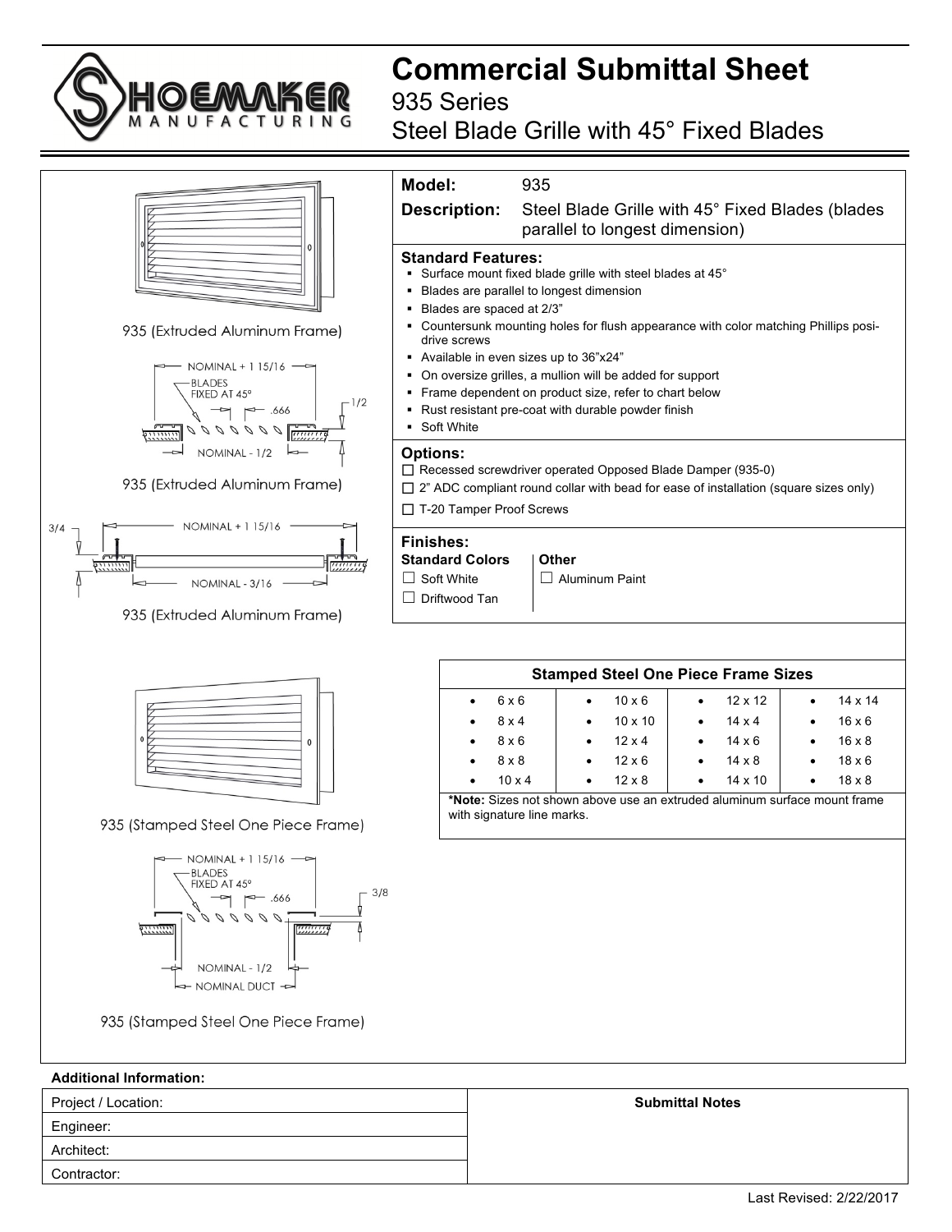# Commercial Submittal Sheet

## 935 Series

## Steel Blade Grille with 45° Fixed Blades

935 (Extruded Aluminum Frame)

NOMINAL + 1 15/16
BLADES FIXED AT 45°
.666
1/2
NOMINAL - 1/2

935 (Extruded Aluminum Frame)

3/4
NOMINAL + 1 15/16
NOMINAL - 3/16

935 (Extruded Aluminum Frame)

**Model:** 935

**Description:** Steel Blade Grille with 45° Fixed Blades (blades parallel to longest dimension)

**Standard Features:**

- Surface mount fixed blade grille with steel blades at 45°
- Blades are parallel to longest dimension
- Blades are spaced at 2/3"
- Countersunk mounting holes for flush appearance with color matching Phillips posi-drive screws
- Available in even sizes up to 36"x24"
- On oversize grilles, a mullion will be added for support
- Frame dependent on product size, refer to chart below
- Rust resistant pre-coat with durable powder finish
- Soft White

**Options:**

☐ Recessed screwdriver operated Opposed Blade Damper (935-0)
☐ 2" ADC compliant round collar with bead for ease of installation (square sizes only)
☐ T-20 Tamper Proof Screws

**Finishes:**

| Standard Colors | Other |
|---|---|
| ☐ Soft White | ☐ Aluminum Paint |
| ☐ Driftwood Tan | |

**Stamped Steel One Piece Frame Sizes**

| | | | |
|---|---|---|---|
| 6 x 6 | 10 x 6 | 12 x 12 | 14 x 14 |
| 8 x 4 | 10 x 10 | 14 x 4 | 16 x 6 |
| 8 x 6 | 12 x 4 | 14 x 6 | 16 x 8 |
| 8 x 8 | 12 x 6 | 14 x 8 | 18 x 6 |
| 10 x 4 | 12 x 8 | 14 x 10 | 18 x 8 |

***Note:** Sizes not shown above use an extruded aluminum surface mount frame with signature line marks.

935 (Stamped Steel One Piece Frame)

NOMINAL + 1 15/16
BLADES FIXED AT 45°
.666
3/8
NOMINAL - 1/2
NOMINAL DUCT

935 (Stamped Steel One Piece Frame)

**Additional Information:**

| | Submittal Notes |
|---|---|
| Project / Location: | |
| Engineer: | |
| Architect: | |
| Contractor: | |

Last Revised: 2/22/2017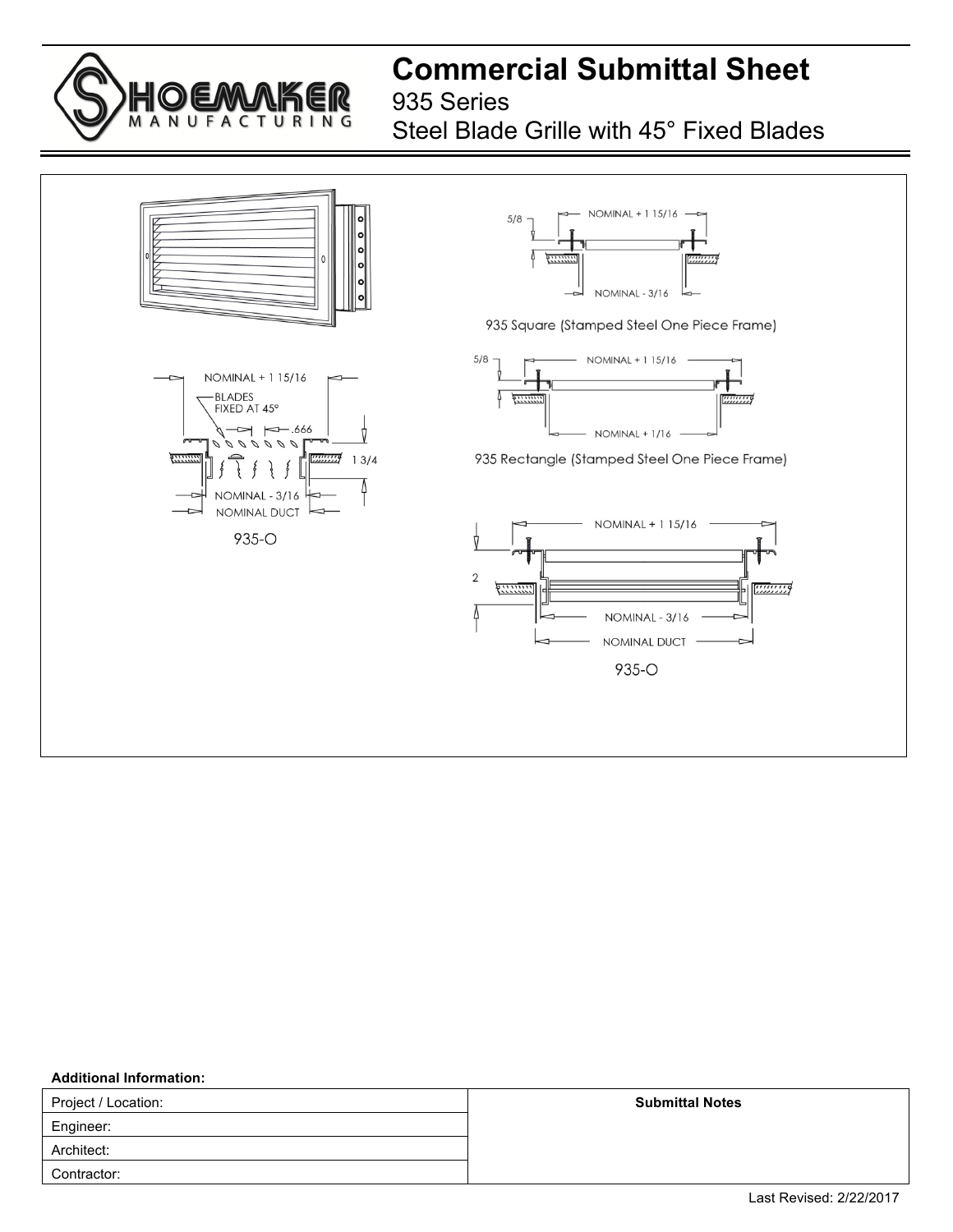# Commercial Submittal Sheet

935 Series

Steel Blade Grille with 45° Fixed Blades

NOMINAL + 1 15/16

BLADES FIXED AT 45°

.666

1 3/4

NOMINAL - 3/16

NOMINAL DUCT

935-O

5/8

NOMINAL + 1 15/16

NOMINAL - 3/16

935 Square (Stamped Steel One Piece Frame)

5/8

NOMINAL + 1 15/16

NOMINAL + 1/16

935 Rectangle (Stamped Steel One Piece Frame)

NOMINAL + 1 15/16

2

NOMINAL - 3/16

NOMINAL DUCT

935-O

**Additional Information:**

| | |
|---|---|
| Project / Location: | **Submittal Notes** |
| Engineer: | |
| Architect: | |
| Contractor: | |

Last Revised: 2/22/2017